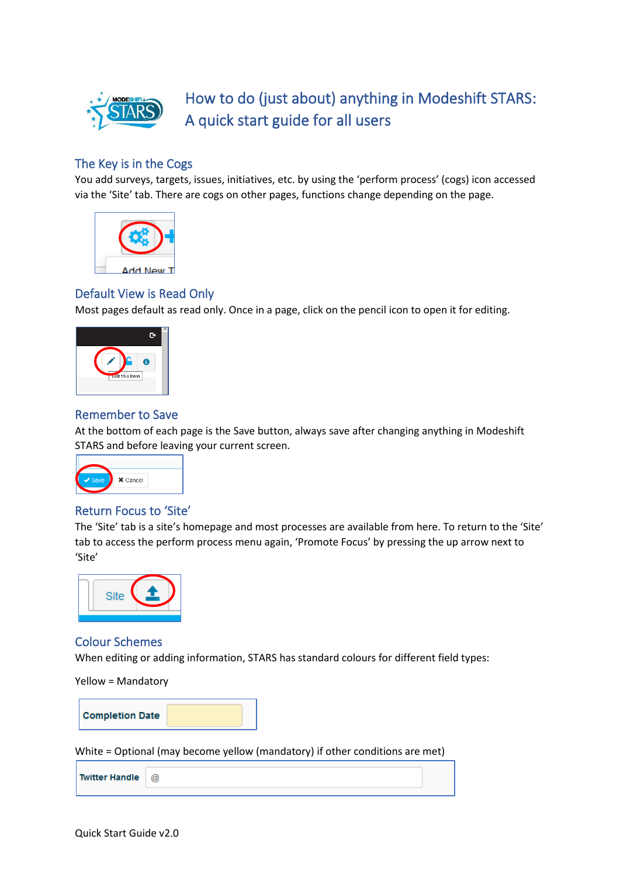# How to do (just about) anything in Modeshift STARS: A quick start guide for all users

## The Key is in the Cogs

You add surveys, targets, issues, initiatives, etc. by using the 'perform process' (cogs) icon accessed via the 'Site' tab. There are cogs on other pages, functions change depending on the page.

## Default View is Read Only

Most pages default as read only. Once in a page, click on the pencil icon to open it for editing.

## Remember to Save

At the bottom of each page is the Save button, always save after changing anything in Modeshift STARS and before leaving your current screen.

## Return Focus to 'Site'

The 'Site' tab is a site's homepage and most processes are available from here. To return to the 'Site' tab to access the perform process menu again, 'Promote Focus' by pressing the up arrow next to 'Site'

## Colour Schemes

When editing or adding information, STARS has standard colours for different field types:

Yellow = Mandatory

White = Optional (may become yellow (mandatory) if other conditions are met)

Quick Start Guide v2.0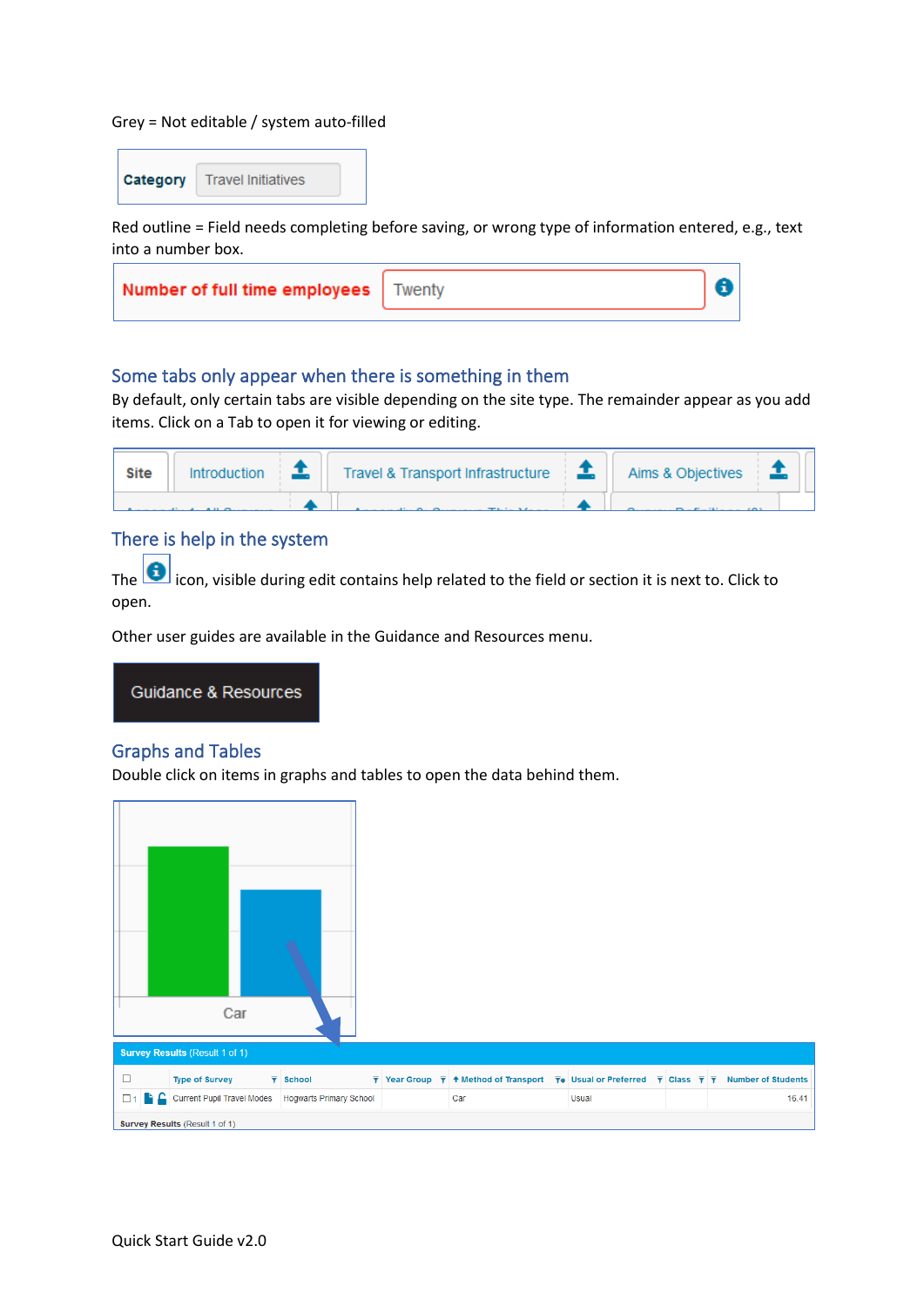Grey = Not editable / system auto-filled

Category Travel Initiatives

Red outline = Field needs completing before saving, or wrong type of information entered, e.g., text into a number box.

Number of full time employees Twenty

## Some tabs only appear when there is something in them

By default, only certain tabs are visible depending on the site type. The remainder appear as you add items. Click on a Tab to open it for viewing or editing.

Site | Introduction | Travel & Transport Infrastructure | Aims & Objectives

## There is help in the system

The icon, visible during edit contains help related to the field or section it is next to. Click to open.

Other user guides are available in the Guidance and Resources menu.

Guidance & Resources

## Graphs and Tables

Double click on items in graphs and tables to open the data behind them.

Car

Survey Results (Result 1 of 1)

| Type of Survey | School | Year Group | Method of Transport | Usual or Preferred | Class | Number of Students |
|---|---|---|---|---|---|---|
| Current Pupil Travel Modes | Hogwarts Primary School | | Car | Usual | | 16.41 |

Survey Results (Result 1 of 1)

Quick Start Guide v2.0